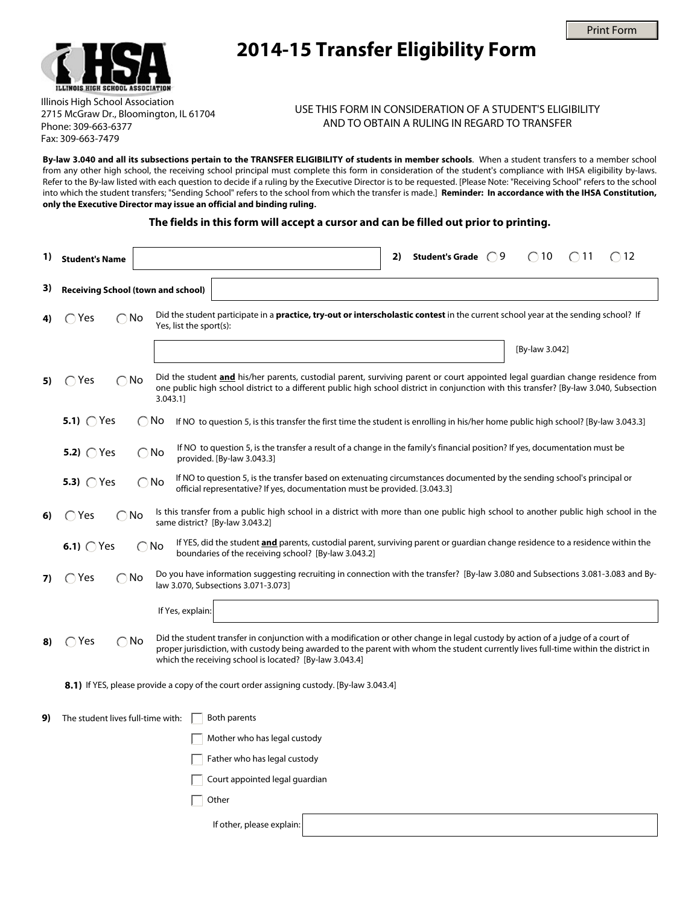Print Form

# 2014-15 Transfer Eligibility Form

Illinois High School Association
2715 McGraw Dr., Bloomington, IL 61704
Phone: 309-663-6377
Fax: 309-663-7479

USE THIS FORM IN CONSIDERATION OF A STUDENT'S ELIGIBILITY
AND TO OBTAIN A RULING IN REGARD TO TRANSFER

**By-law 3.040 and all its subsections pertain to the TRANSFER ELIGIBILITY of students in member schools**. When a student transfers to a member school from any other high school, the receiving school principal must complete this form in consideration of the student's compliance with IHSA eligibility by-laws. Refer to the By-law listed with each question to decide if a ruling by the Executive Director is to be requested. [Please Note: "Receiving School" refers to the school into which the student transfers; "Sending School" refers to the school from which the transfer is made.] **Reminder: In accordance with the IHSA Constitution, only the Executive Director may issue an official and binding ruling.**

**The fields in this form will accept a cursor and can be filled out prior to printing.**

**1) Student's Name** ______________________ **2) Student's Grade** ◯ 9 ◯ 10 ◯ 11 ◯ 12

**3) Receiving School (town and school)** ______________________

**4)** ◯ Yes ◯ No Did the student participate in a **practice, try-out or interscholastic contest** in the current school year at the sending school? If Yes, list the sport(s):

______________________ [By-law 3.042]

**5)** ◯ Yes ◯ No Did the student **and** his/her parents, custodial parent, surviving parent or court appointed legal guardian change residence from one public high school district to a different public high school district in conjunction with this transfer? [By-law 3.040, Subsection 3.043.1]

**5.1)** ◯ Yes ◯ No If NO to question 5, is this transfer the first time the student is enrolling in his/her home public high school? [By-law 3.043.3]

**5.2)** ◯ Yes ◯ No If NO to question 5, is the transfer a result of a change in the family's financial position? If yes, documentation must be provided. [By-law 3.043.3]

**5.3)** ◯ Yes ◯ No If NO to question 5, is the transfer based on extenuating circumstances documented by the sending school's principal or official representative? If yes, documentation must be provided. [3.043.3]

**6)** ◯ Yes ◯ No Is this transfer from a public high school in a district with more than one public high school to another public high school in the same district? [By-law 3.043.2]

**6.1)** ◯ Yes ◯ No If YES, did the student **and** parents, custodial parent, surviving parent or guardian change residence to a residence within the boundaries of the receiving school? [By-law 3.043.2]

**7)** ◯ Yes ◯ No Do you have information suggesting recruiting in connection with the transfer? [By-law 3.080 and Subsections 3.081-3.083 and By-law 3.070, Subsections 3.071-3.073]

If Yes, explain: ______________________

**8)** ◯ Yes ◯ No Did the student transfer in conjunction with a modification or other change in legal custody by action of a judge of a court of proper jurisdiction, with custody being awarded to the parent with whom the student currently lives full-time within the district in which the receiving school is located? [By-law 3.043.4]

**8.1)** If YES, please provide a copy of the court order assigning custody. [By-law 3.043.4]

**9)** The student lives full-time with:

- [ ] Both parents
- [ ] Mother who has legal custody
- [ ] Father who has legal custody
- [ ] Court appointed legal guardian
- [ ] Other

If other, please explain: ______________________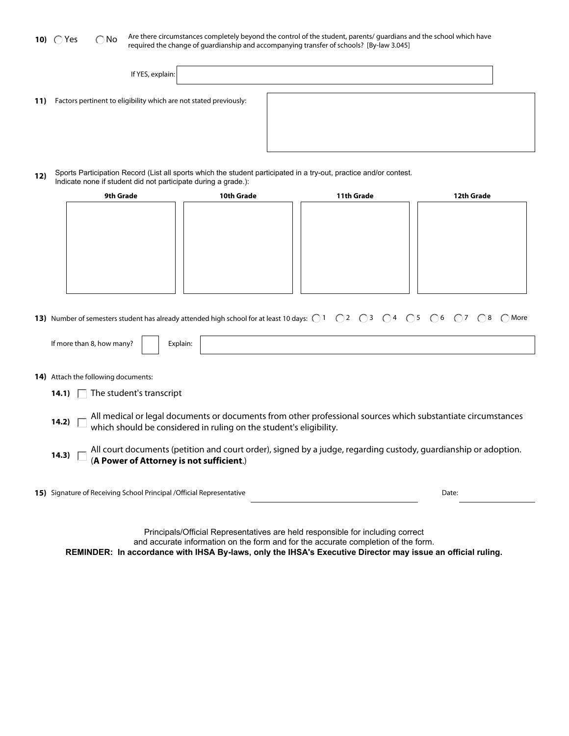**10)** ◯ Yes ◯ No Are there circumstances completely beyond the control of the student, parents/ guardians and the school which have required the change of guardianship and accompanying transfer of schools? [By-law 3.045]

If YES, explain: \_\_\_\_\_\_\_\_\_\_\_\_\_\_\_\_\_\_\_\_

**11)** Factors pertinent to eligibility which are not stated previously: \_\_\_\_\_\_\_\_\_\_\_\_\_\_\_\_\_\_\_\_

**12)** Sports Participation Record (List all sports which the student participated in a try-out, practice and/or contest. Indicate none if student did not participate during a grade.):

| 9th Grade | 10th Grade | 11th Grade | 12th Grade |
|---|---|---|---|
| | | | |

**13)** Number of semesters student has already attended high school for at least 10 days: ◯ 1 ◯ 2 ◯ 3 ◯ 4 ◯ 5 ◯ 6 ◯ 7 ◯ 8 ◯ More

If more than 8, how many? \_\_\_\_ Explain: \_\_\_\_\_\_\_\_\_\_\_\_\_\_\_\_\_\_\_\_

**14)** Attach the following documents:

- **14.1)** ☐ The student's transcript
- **14.2)** ☐ All medical or legal documents or documents from other professional sources which substantiate circumstances which should be considered in ruling on the student's eligibility.
- **14.3)** ☐ All court documents (petition and court order), signed by a judge, regarding custody, guardianship or adoption. (**A Power of Attorney is not sufficient**.)

**15)** Signature of Receiving School Principal /Official Representative \_\_\_\_\_\_\_\_\_\_\_\_\_\_\_\_\_\_\_\_ Date: \_\_\_\_\_\_\_\_\_\_

Principals/Official Representatives are held responsible for including correct and accurate information on the form and for the accurate completion of the form.

**REMINDER: In accordance with IHSA By-laws, only the IHSA's Executive Director may issue an official ruling.**